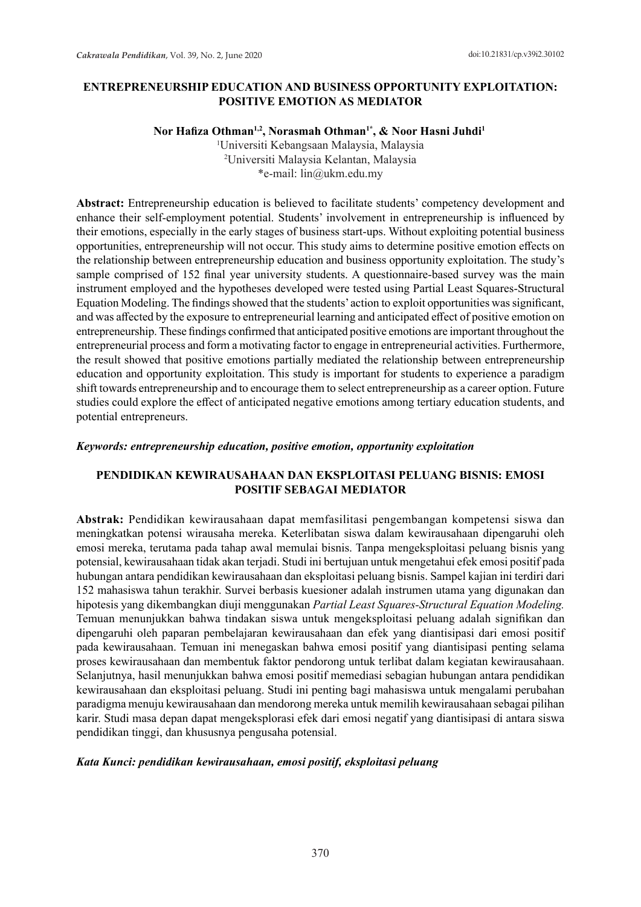# ENTREPRENEURSHIP EDUCATION AND BUSINESS OPPORTUNITY EXPLOITATION: POSITIVE EMOTION AS MEDIATOR

**Nor Hafiza Othman[1,2], Norasmah Othman[1*], & Noor Hasni Juhdi[1]**

[1]Universiti Kebangsaan Malaysia, Malaysia
[2]Universiti Malaysia Kelantan, Malaysia
*e-mail: lin@ukm.edu.my

**Abstract:** Entrepreneurship education is believed to facilitate students' competency development and enhance their self-employment potential. Students' involvement in entrepreneurship is influenced by their emotions, especially in the early stages of business start-ups. Without exploiting potential business opportunities, entrepreneurship will not occur. This study aims to determine positive emotion effects on the relationship between entrepreneurship education and business opportunity exploitation. The study's sample comprised of 152 final year university students. A questionnaire-based survey was the main instrument employed and the hypotheses developed were tested using Partial Least Squares-Structural Equation Modeling. The findings showed that the students' action to exploit opportunities was significant, and was affected by the exposure to entrepreneurial learning and anticipated effect of positive emotion on entrepreneurship. These findings confirmed that anticipated positive emotions are important throughout the entrepreneurial process and form a motivating factor to engage in entrepreneurial activities. Furthermore, the result showed that positive emotions partially mediated the relationship between entrepreneurship education and opportunity exploitation. This study is important for students to experience a paradigm shift towards entrepreneurship and to encourage them to select entrepreneurship as a career option. Future studies could explore the effect of anticipated negative emotions among tertiary education students, and potential entrepreneurs.

***Keywords: entrepreneurship education, positive emotion, opportunity exploitation***

# PENDIDIKAN KEWIRAUSAHAAN DAN EKSPLOITASI PELUANG BISNIS: EMOSI POSITIF SEBAGAI MEDIATOR

**Abstrak:** Pendidikan kewirausahaan dapat memfasilitasi pengembangan kompetensi siswa dan meningkatkan potensi wirausaha mereka. Keterlibatan siswa dalam kewirausahaan dipengaruhi oleh emosi mereka, terutama pada tahap awal memulai bisnis. Tanpa mengeksploitasi peluang bisnis yang potensial, kewirausahaan tidak akan terjadi. Studi ini bertujuan untuk mengetahui efek emosi positif pada hubungan antara pendidikan kewirausahaan dan eksploitasi peluang bisnis. Sampel kajian ini terdiri dari 152 mahasiswa tahun terakhir. Survei berbasis kuesioner adalah instrumen utama yang digunakan dan hipotesis yang dikembangkan diuji menggunakan *Partial Least Squares-Structural Equation Modeling.* Temuan menunjukkan bahwa tindakan siswa untuk mengeksploitasi peluang adalah signifikan dan dipengaruhi oleh paparan pembelajaran kewirausahaan dan efek yang diantisipasi dari emosi positif pada kewirausahaan. Temuan ini menegaskan bahwa emosi positif yang diantisipasi penting selama proses kewirausahaan dan membentuk faktor pendorong untuk terlibat dalam kegiatan kewirausahaan. Selanjutnya, hasil menunjukkan bahwa emosi positif memediasi sebagian hubungan antara pendidikan kewirausahaan dan eksploitasi peluang. Studi ini penting bagi mahasiswa untuk mengalami perubahan paradigma menuju kewirausahaan dan mendorong mereka untuk memilih kewirausahaan sebagai pilihan karir. Studi masa depan dapat mengeksplorasi efek dari emosi negatif yang diantisipasi di antara siswa pendidikan tinggi, dan khususnya pengusaha potensial.

***Kata Kunci: pendidikan kewirausahaan, emosi positif, eksploitasi peluang***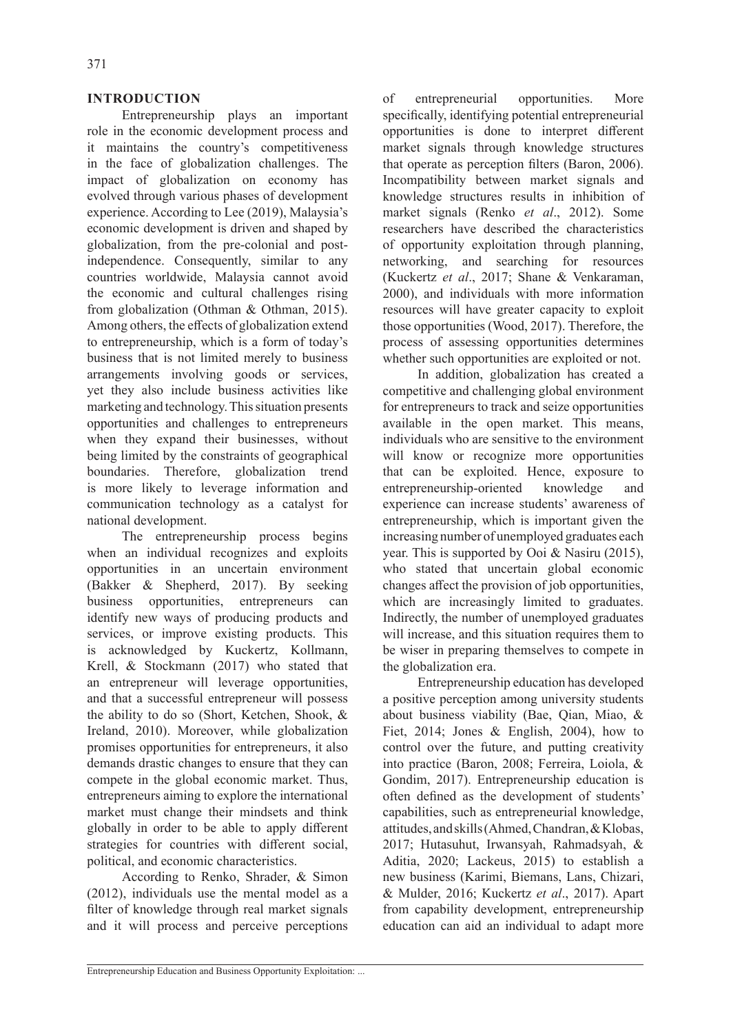## INTRODUCTION

Entrepreneurship plays an important role in the economic development process and it maintains the country's competitiveness in the face of globalization challenges. The impact of globalization on economy has evolved through various phases of development experience. According to Lee (2019), Malaysia's economic development is driven and shaped by globalization, from the pre-colonial and post-independence. Consequently, similar to any countries worldwide, Malaysia cannot avoid the economic and cultural challenges rising from globalization (Othman & Othman, 2015). Among others, the effects of globalization extend to entrepreneurship, which is a form of today's business that is not limited merely to business arrangements involving goods or services, yet they also include business activities like marketing and technology. This situation presents opportunities and challenges to entrepreneurs when they expand their businesses, without being limited by the constraints of geographical boundaries. Therefore, globalization trend is more likely to leverage information and communication technology as a catalyst for national development.

The entrepreneurship process begins when an individual recognizes and exploits opportunities in an uncertain environment (Bakker & Shepherd, 2017). By seeking business opportunities, entrepreneurs can identify new ways of producing products and services, or improve existing products. This is acknowledged by Kuckertz, Kollmann, Krell, & Stockmann (2017) who stated that an entrepreneur will leverage opportunities, and that a successful entrepreneur will possess the ability to do so (Short, Ketchen, Shook, & Ireland, 2010). Moreover, while globalization promises opportunities for entrepreneurs, it also demands drastic changes to ensure that they can compete in the global economic market. Thus, entrepreneurs aiming to explore the international market must change their mindsets and think globally in order to be able to apply different strategies for countries with different social, political, and economic characteristics.

According to Renko, Shrader, & Simon (2012), individuals use the mental model as a filter of knowledge through real market signals and it will process and perceive perceptions of entrepreneurial opportunities. More specifically, identifying potential entrepreneurial opportunities is done to interpret different market signals through knowledge structures that operate as perception filters (Baron, 2006). Incompatibility between market signals and knowledge structures results in inhibition of market signals (Renko *et al*., 2012). Some researchers have described the characteristics of opportunity exploitation through planning, networking, and searching for resources (Kuckertz *et al*., 2017; Shane & Venkaraman, 2000), and individuals with more information resources will have greater capacity to exploit those opportunities (Wood, 2017). Therefore, the process of assessing opportunities determines whether such opportunities are exploited or not.

In addition, globalization has created a competitive and challenging global environment for entrepreneurs to track and seize opportunities available in the open market. This means, individuals who are sensitive to the environment will know or recognize more opportunities that can be exploited. Hence, exposure to entrepreneurship-oriented knowledge and experience can increase students' awareness of entrepreneurship, which is important given the increasing number of unemployed graduates each year. This is supported by Ooi & Nasiru (2015), who stated that uncertain global economic changes affect the provision of job opportunities, which are increasingly limited to graduates. Indirectly, the number of unemployed graduates will increase, and this situation requires them to be wiser in preparing themselves to compete in the globalization era.

Entrepreneurship education has developed a positive perception among university students about business viability (Bae, Qian, Miao, & Fiet, 2014; Jones & English, 2004), how to control over the future, and putting creativity into practice (Baron, 2008; Ferreira, Loiola, & Gondim, 2017). Entrepreneurship education is often defined as the development of students' capabilities, such as entrepreneurial knowledge, attitudes, and skills (Ahmed, Chandran, & Klobas, 2017; Hutasuhut, Irwansyah, Rahmadsyah, & Aditia, 2020; Lackeus, 2015) to establish a new business (Karimi, Biemans, Lans, Chizari, & Mulder, 2016; Kuckertz *et al*., 2017). Apart from capability development, entrepreneurship education can aid an individual to adapt more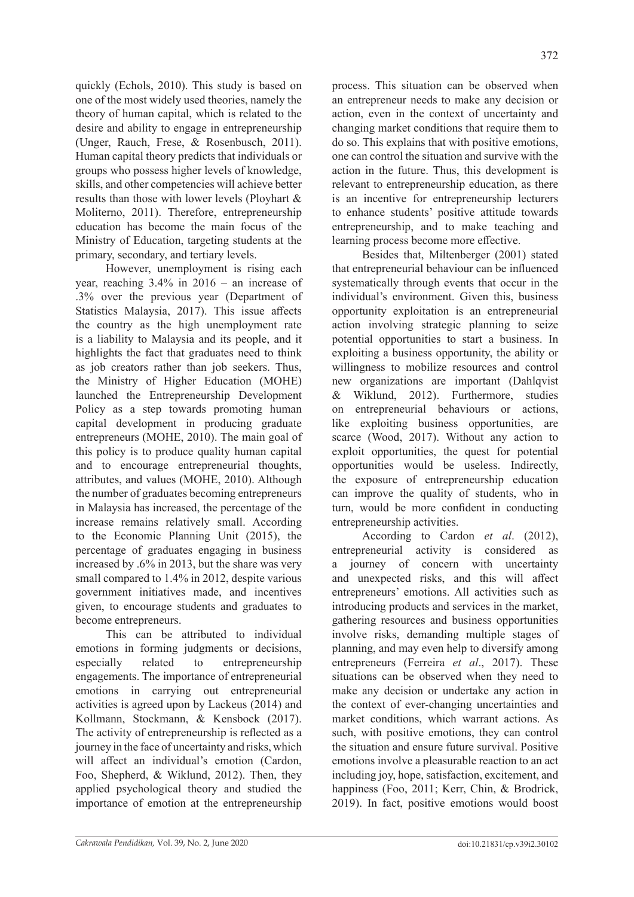quickly (Echols, 2010). This study is based on one of the most widely used theories, namely the theory of human capital, which is related to the desire and ability to engage in entrepreneurship (Unger, Rauch, Frese, & Rosenbusch, 2011). Human capital theory predicts that individuals or groups who possess higher levels of knowledge, skills, and other competencies will achieve better results than those with lower levels (Ployhart & Moliterno, 2011). Therefore, entrepreneurship education has become the main focus of the Ministry of Education, targeting students at the primary, secondary, and tertiary levels.

However, unemployment is rising each year, reaching 3.4% in 2016 – an increase of .3% over the previous year (Department of Statistics Malaysia, 2017). This issue affects the country as the high unemployment rate is a liability to Malaysia and its people, and it highlights the fact that graduates need to think as job creators rather than job seekers. Thus, the Ministry of Higher Education (MOHE) launched the Entrepreneurship Development Policy as a step towards promoting human capital development in producing graduate entrepreneurs (MOHE, 2010). The main goal of this policy is to produce quality human capital and to encourage entrepreneurial thoughts, attributes, and values (MOHE, 2010). Although the number of graduates becoming entrepreneurs in Malaysia has increased, the percentage of the increase remains relatively small. According to the Economic Planning Unit (2015), the percentage of graduates engaging in business increased by .6% in 2013, but the share was very small compared to 1.4% in 2012, despite various government initiatives made, and incentives given, to encourage students and graduates to become entrepreneurs.

This can be attributed to individual emotions in forming judgments or decisions, especially related to entrepreneurship engagements. The importance of entrepreneurial emotions in carrying out entrepreneurial activities is agreed upon by Lackeus (2014) and Kollmann, Stockmann, & Kensbock (2017). The activity of entrepreneurship is reflected as a journey in the face of uncertainty and risks, which will affect an individual's emotion (Cardon, Foo, Shepherd, & Wiklund, 2012). Then, they applied psychological theory and studied the importance of emotion at the entrepreneurship process. This situation can be observed when an entrepreneur needs to make any decision or action, even in the context of uncertainty and changing market conditions that require them to do so. This explains that with positive emotions, one can control the situation and survive with the action in the future. Thus, this development is relevant to entrepreneurship education, as there is an incentive for entrepreneurship lecturers to enhance students' positive attitude towards entrepreneurship, and to make teaching and learning process become more effective.

Besides that, Miltenberger (2001) stated that entrepreneurial behaviour can be influenced systematically through events that occur in the individual's environment. Given this, business opportunity exploitation is an entrepreneurial action involving strategic planning to seize potential opportunities to start a business. In exploiting a business opportunity, the ability or willingness to mobilize resources and control new organizations are important (Dahlqvist & Wiklund, 2012). Furthermore, studies on entrepreneurial behaviours or actions, like exploiting business opportunities, are scarce (Wood, 2017). Without any action to exploit opportunities, the quest for potential opportunities would be useless. Indirectly, the exposure of entrepreneurship education can improve the quality of students, who in turn, would be more confident in conducting entrepreneurship activities.

According to Cardon *et al*. (2012), entrepreneurial activity is considered as a journey of concern with uncertainty and unexpected risks, and this will affect entrepreneurs' emotions. All activities such as introducing products and services in the market, gathering resources and business opportunities involve risks, demanding multiple stages of planning, and may even help to diversify among entrepreneurs (Ferreira *et al*., 2017). These situations can be observed when they need to make any decision or undertake any action in the context of ever-changing uncertainties and market conditions, which warrant actions. As such, with positive emotions, they can control the situation and ensure future survival. Positive emotions involve a pleasurable reaction to an act including joy, hope, satisfaction, excitement, and happiness (Foo, 2011; Kerr, Chin, & Brodrick, 2019). In fact, positive emotions would boost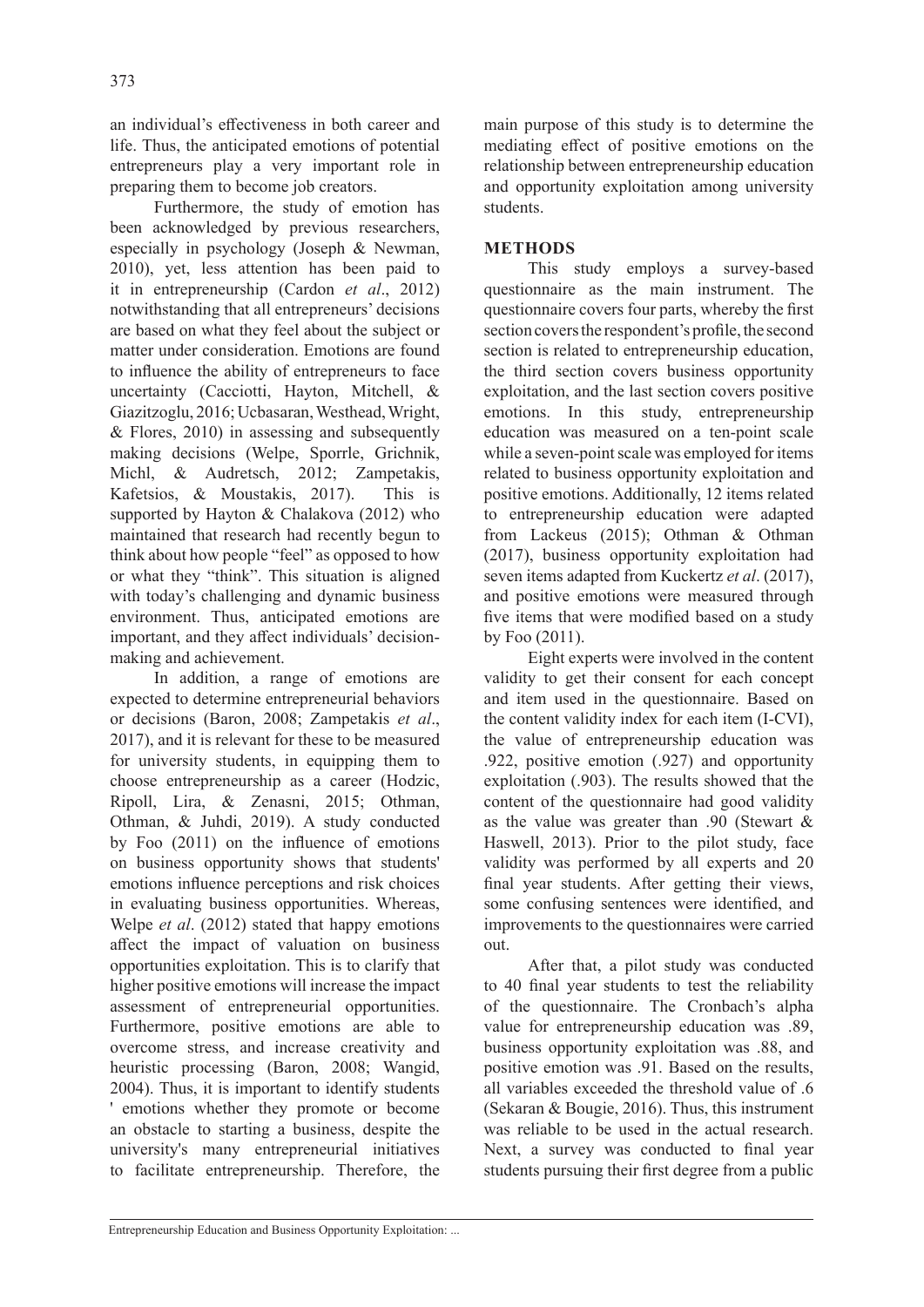an individual's effectiveness in both career and life. Thus, the anticipated emotions of potential entrepreneurs play a very important role in preparing them to become job creators.

Furthermore, the study of emotion has been acknowledged by previous researchers, especially in psychology (Joseph & Newman, 2010), yet, less attention has been paid to it in entrepreneurship (Cardon *et al*., 2012) notwithstanding that all entrepreneurs' decisions are based on what they feel about the subject or matter under consideration. Emotions are found to influence the ability of entrepreneurs to face uncertainty (Cacciotti, Hayton, Mitchell, & Giazitzoglu, 2016; Ucbasaran, Westhead, Wright, & Flores, 2010) in assessing and subsequently making decisions (Welpe, Sporrle, Grichnik, Michl, & Audretsch, 2012; Zampetakis, Kafetsios, & Moustakis, 2017). This is supported by Hayton & Chalakova (2012) who maintained that research had recently begun to think about how people "feel" as opposed to how or what they "think". This situation is aligned with today's challenging and dynamic business environment. Thus, anticipated emotions are important, and they affect individuals' decision-making and achievement.

In addition, a range of emotions are expected to determine entrepreneurial behaviors or decisions (Baron, 2008; Zampetakis *et al*., 2017), and it is relevant for these to be measured for university students, in equipping them to choose entrepreneurship as a career (Hodzic, Ripoll, Lira, & Zenasni, 2015; Othman, Othman, & Juhdi, 2019). A study conducted by Foo (2011) on the influence of emotions on business opportunity shows that students' emotions influence perceptions and risk choices in evaluating business opportunities. Whereas, Welpe *et al*. (2012) stated that happy emotions affect the impact of valuation on business opportunities exploitation. This is to clarify that higher positive emotions will increase the impact assessment of entrepreneurial opportunities. Furthermore, positive emotions are able to overcome stress, and increase creativity and heuristic processing (Baron, 2008; Wangid, 2004). Thus, it is important to identify students ' emotions whether they promote or become an obstacle to starting a business, despite the university's many entrepreneurial initiatives to facilitate entrepreneurship. Therefore, the main purpose of this study is to determine the mediating effect of positive emotions on the relationship between entrepreneurship education and opportunity exploitation among university students.

## METHODS

This study employs a survey-based questionnaire as the main instrument. The questionnaire covers four parts, whereby the first section covers the respondent's profile, the second section is related to entrepreneurship education, the third section covers business opportunity exploitation, and the last section covers positive emotions. In this study, entrepreneurship education was measured on a ten-point scale while a seven-point scale was employed for items related to business opportunity exploitation and positive emotions. Additionally, 12 items related to entrepreneurship education were adapted from Lackeus (2015); Othman & Othman (2017), business opportunity exploitation had seven items adapted from Kuckertz *et al*. (2017), and positive emotions were measured through five items that were modified based on a study by Foo (2011).

Eight experts were involved in the content validity to get their consent for each concept and item used in the questionnaire. Based on the content validity index for each item (I-CVI), the value of entrepreneurship education was .922, positive emotion (.927) and opportunity exploitation (.903). The results showed that the content of the questionnaire had good validity as the value was greater than .90 (Stewart & Haswell, 2013). Prior to the pilot study, face validity was performed by all experts and 20 final year students. After getting their views, some confusing sentences were identified, and improvements to the questionnaires were carried out.

After that, a pilot study was conducted to 40 final year students to test the reliability of the questionnaire. The Cronbach's alpha value for entrepreneurship education was .89, business opportunity exploitation was .88, and positive emotion was .91. Based on the results, all variables exceeded the threshold value of .6 (Sekaran & Bougie, 2016). Thus, this instrument was reliable to be used in the actual research. Next, a survey was conducted to final year students pursuing their first degree from a public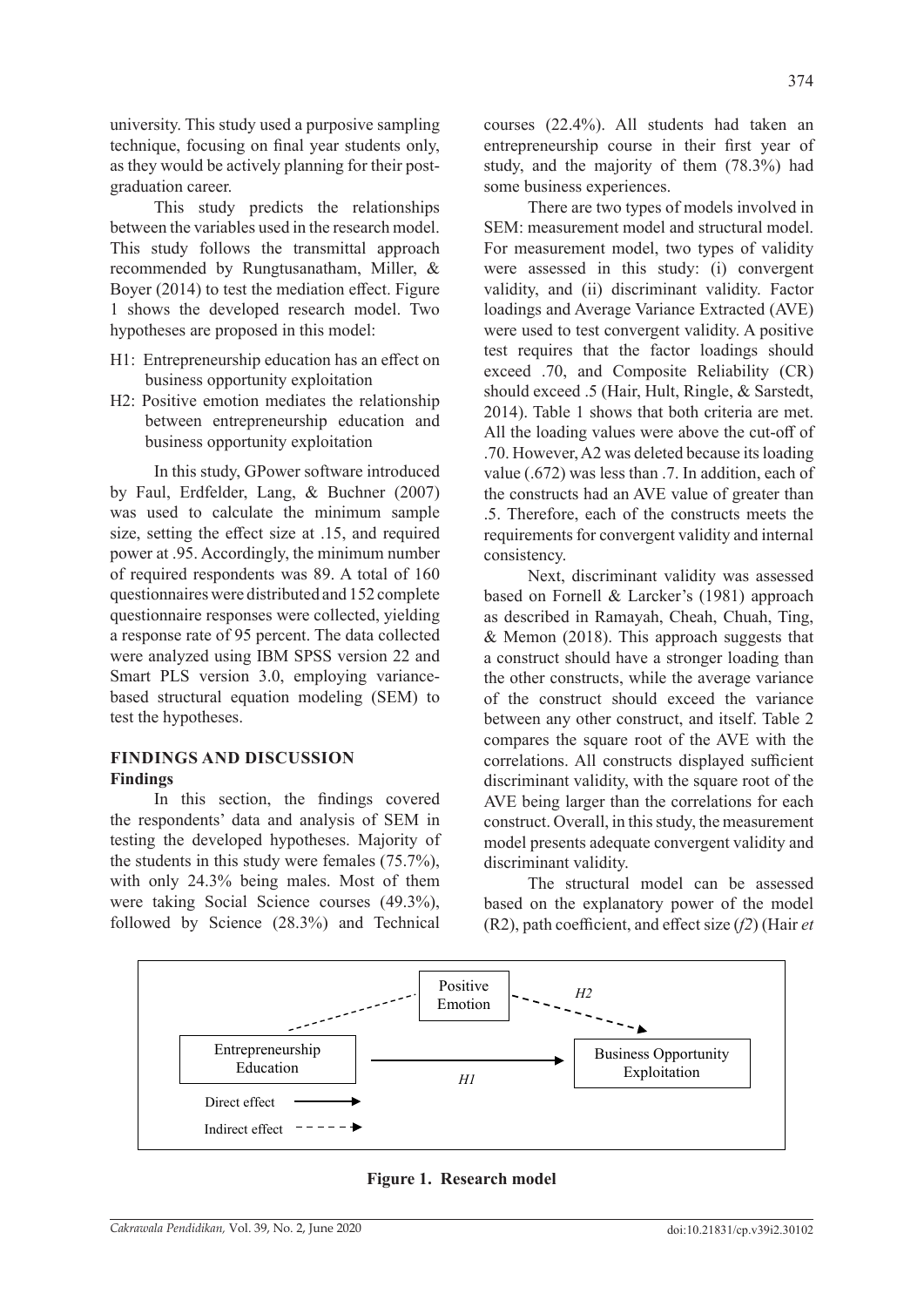university. This study used a purposive sampling technique, focusing on final year students only, as they would be actively planning for their post-graduation career.

This study predicts the relationships between the variables used in the research model. This study follows the transmittal approach recommended by Rungtusanatham, Miller, & Boyer (2014) to test the mediation effect. Figure 1 shows the developed research model. Two hypotheses are proposed in this model:

- H1: Entrepreneurship education has an effect on business opportunity exploitation
- H2: Positive emotion mediates the relationship between entrepreneurship education and business opportunity exploitation

In this study, GPower software introduced by Faul, Erdfelder, Lang, & Buchner (2007) was used to calculate the minimum sample size, setting the effect size at .15, and required power at .95. Accordingly, the minimum number of required respondents was 89. A total of 160 questionnaires were distributed and 152 complete questionnaire responses were collected, yielding a response rate of 95 percent. The data collected were analyzed using IBM SPSS version 22 and Smart PLS version 3.0, employing variance-based structural equation modeling (SEM) to test the hypotheses.

## FINDINGS AND DISCUSSION

### Findings

In this section, the findings covered the respondents' data and analysis of SEM in testing the developed hypotheses. Majority of the students in this study were females (75.7%), with only 24.3% being males. Most of them were taking Social Science courses (49.3%), followed by Science (28.3%) and Technical courses (22.4%). All students had taken an entrepreneurship course in their first year of study, and the majority of them (78.3%) had some business experiences.

There are two types of models involved in SEM: measurement model and structural model. For measurement model, two types of validity were assessed in this study: (i) convergent validity, and (ii) discriminant validity. Factor loadings and Average Variance Extracted (AVE) were used to test convergent validity. A positive test requires that the factor loadings should exceed .70, and Composite Reliability (CR) should exceed .5 (Hair, Hult, Ringle, & Sarstedt, 2014). Table 1 shows that both criteria are met. All the loading values were above the cut-off of .70. However, A2 was deleted because its loading value (.672) was less than .7. In addition, each of the constructs had an AVE value of greater than .5. Therefore, each of the constructs meets the requirements for convergent validity and internal consistency.

Next, discriminant validity was assessed based on Fornell & Larcker's (1981) approach as described in Ramayah, Cheah, Chuah, Ting, & Memon (2018). This approach suggests that a construct should have a stronger loading than the other constructs, while the average variance of the construct should exceed the variance between any other construct, and itself. Table 2 compares the square root of the AVE with the correlations. All constructs displayed sufficient discriminant validity, with the square root of the AVE being larger than the correlations for each construct. Overall, in this study, the measurement model presents adequate convergent validity and discriminant validity.

The structural model can be assessed based on the explanatory power of the model (R2), path coefficient, and effect size (*f2*) (Hair *et*

Positive Emotion — H2 — Entrepreneurship Education — H1 — Business Opportunity Exploitation

Direct effect →
Indirect effect - - - →

**Figure 1. Research model**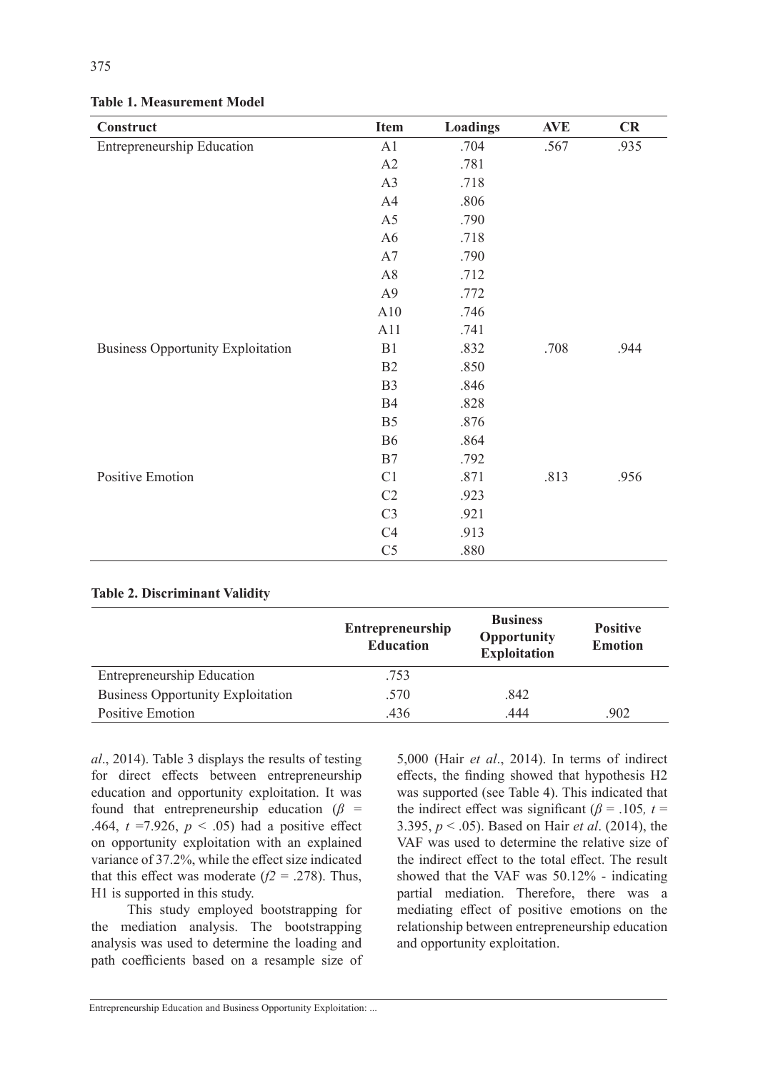**Table 1. Measurement Model**

| Construct | Item | Loadings | AVE | CR |
|---|---|---|---|---|
| Entrepreneurship Education | A1 | .704 | .567 | .935 |
| | A2 | .781 | | |
| | A3 | .718 | | |
| | A4 | .806 | | |
| | A5 | .790 | | |
| | A6 | .718 | | |
| | A7 | .790 | | |
| | A8 | .712 | | |
| | A9 | .772 | | |
| | A10 | .746 | | |
| | A11 | .741 | | |
| Business Opportunity Exploitation | B1 | .832 | .708 | .944 |
| | B2 | .850 | | |
| | B3 | .846 | | |
| | B4 | .828 | | |
| | B5 | .876 | | |
| | B6 | .864 | | |
| | B7 | .792 | | |
| Positive Emotion | C1 | .871 | .813 | .956 |
| | C2 | .923 | | |
| | C3 | .921 | | |
| | C4 | .913 | | |
| | C5 | .880 | | |

**Table 2. Discriminant Validity**

| | Entrepreneurship Education | Business Opportunity Exploitation | Positive Emotion |
|---|---|---|---|
| Entrepreneurship Education | .753 | | |
| Business Opportunity Exploitation | .570 | .842 | |
| Positive Emotion | .436 | .444 | .902 |

*al*., 2014). Table 3 displays the results of testing for direct effects between entrepreneurship education and opportunity exploitation. It was found that entrepreneurship education ($\beta$ = .464, $t$ =7.926, $p$ < .05) had a positive effect on opportunity exploitation with an explained variance of 37.2%, while the effect size indicated that this effect was moderate ($f2$ = .278). Thus, H1 is supported in this study.

This study employed bootstrapping for the mediation analysis. The bootstrapping analysis was used to determine the loading and path coefficients based on a resample size of 5,000 (Hair *et al*., 2014). In terms of indirect effects, the finding showed that hypothesis H2 was supported (see Table 4). This indicated that the indirect effect was significant ($\beta$ = .105*,* $t$ = 3.395, $p$ < .05). Based on Hair *et al*. (2014), the VAF was used to determine the relative size of the indirect effect to the total effect. The result showed that the VAF was 50.12% - indicating partial mediation. Therefore, there was a mediating effect of positive emotions on the relationship between entrepreneurship education and opportunity exploitation.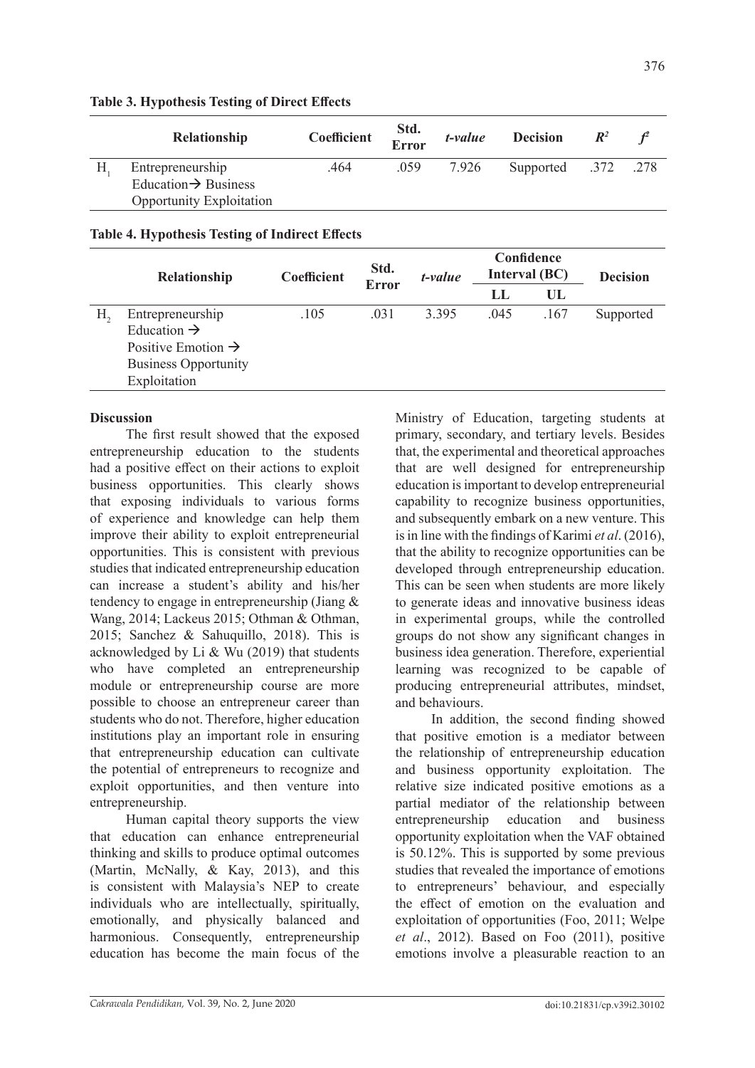**Table 3. Hypothesis Testing of Direct Effects**

| | Relationship | Coefficient | Std. Error | *t-value* | Decision | $R^2$ | $f^2$ |
|---|---|---|---|---|---|---|---|
| $H_1$ | Entrepreneurship Education→ Business Opportunity Exploitation | .464 | .059 | 7.926 | Supported | .372 | .278 |

**Table 4. Hypothesis Testing of Indirect Effects**

| | Relationship | Coefficient | Std. Error | *t-value* | Confidence Interval (BC) | | Decision |
|---|---|---|---|---|---|---|---|
| | | | | | LL | UL | |
| $H_2$ | Entrepreneurship Education → Positive Emotion → Business Opportunity Exploitation | .105 | .031 | 3.395 | .045 | .167 | Supported |

**Discussion**

The first result showed that the exposed entrepreneurship education to the students had a positive effect on their actions to exploit business opportunities. This clearly shows that exposing individuals to various forms of experience and knowledge can help them improve their ability to exploit entrepreneurial opportunities. This is consistent with previous studies that indicated entrepreneurship education can increase a student's ability and his/her tendency to engage in entrepreneurship (Jiang & Wang, 2014; Lackeus 2015; Othman & Othman, 2015; Sanchez & Sahuquillo, 2018). This is acknowledged by Li & Wu (2019) that students who have completed an entrepreneurship module or entrepreneurship course are more possible to choose an entrepreneur career than students who do not. Therefore, higher education institutions play an important role in ensuring that entrepreneurship education can cultivate the potential of entrepreneurs to recognize and exploit opportunities, and then venture into entrepreneurship.

Human capital theory supports the view that education can enhance entrepreneurial thinking and skills to produce optimal outcomes (Martin, McNally, & Kay, 2013), and this is consistent with Malaysia's NEP to create individuals who are intellectually, spiritually, emotionally, and physically balanced and harmonious. Consequently, entrepreneurship education has become the main focus of the Ministry of Education, targeting students at primary, secondary, and tertiary levels. Besides that, the experimental and theoretical approaches that are well designed for entrepreneurship education is important to develop entrepreneurial capability to recognize business opportunities, and subsequently embark on a new venture. This is in line with the findings of Karimi *et al*. (2016), that the ability to recognize opportunities can be developed through entrepreneurship education. This can be seen when students are more likely to generate ideas and innovative business ideas in experimental groups, while the controlled groups do not show any significant changes in business idea generation. Therefore, experiential learning was recognized to be capable of producing entrepreneurial attributes, mindset, and behaviours.

In addition, the second finding showed that positive emotion is a mediator between the relationship of entrepreneurship education and business opportunity exploitation. The relative size indicated positive emotions as a partial mediator of the relationship between entrepreneurship education and business opportunity exploitation when the VAF obtained is 50.12%. This is supported by some previous studies that revealed the importance of emotions to entrepreneurs' behaviour, and especially the effect of emotion on the evaluation and exploitation of opportunities (Foo, 2011; Welpe *et al*., 2012). Based on Foo (2011), positive emotions involve a pleasurable reaction to an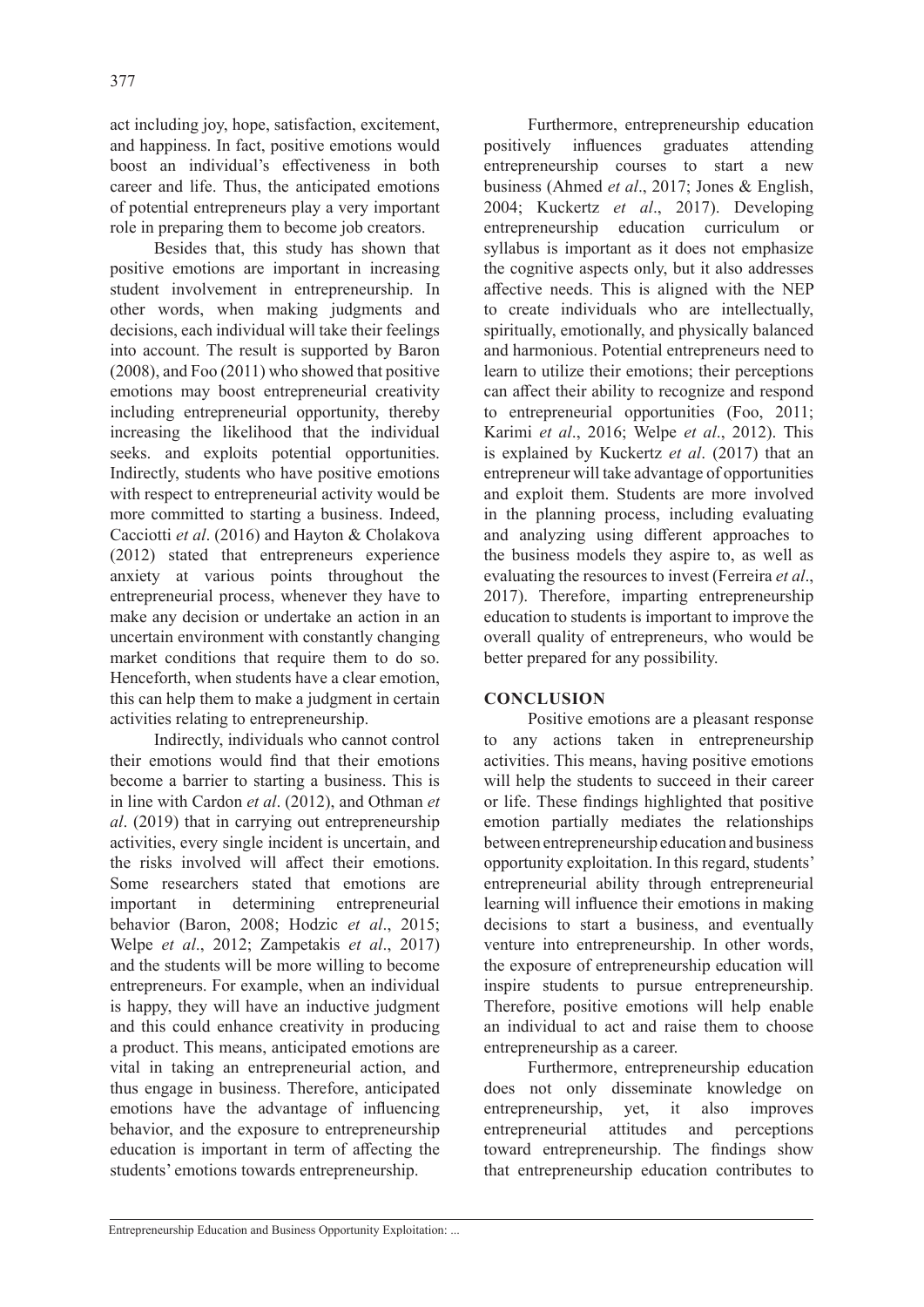act including joy, hope, satisfaction, excitement, and happiness. In fact, positive emotions would boost an individual's effectiveness in both career and life. Thus, the anticipated emotions of potential entrepreneurs play a very important role in preparing them to become job creators.

Besides that, this study has shown that positive emotions are important in increasing student involvement in entrepreneurship. In other words, when making judgments and decisions, each individual will take their feelings into account. The result is supported by Baron (2008), and Foo (2011) who showed that positive emotions may boost entrepreneurial creativity including entrepreneurial opportunity, thereby increasing the likelihood that the individual seeks. and exploits potential opportunities. Indirectly, students who have positive emotions with respect to entrepreneurial activity would be more committed to starting a business. Indeed, Cacciotti *et al*. (2016) and Hayton & Cholakova (2012) stated that entrepreneurs experience anxiety at various points throughout the entrepreneurial process, whenever they have to make any decision or undertake an action in an uncertain environment with constantly changing market conditions that require them to do so. Henceforth, when students have a clear emotion, this can help them to make a judgment in certain activities relating to entrepreneurship.

Indirectly, individuals who cannot control their emotions would find that their emotions become a barrier to starting a business. This is in line with Cardon *et al*. (2012), and Othman *et al*. (2019) that in carrying out entrepreneurship activities, every single incident is uncertain, and the risks involved will affect their emotions. Some researchers stated that emotions are important in determining entrepreneurial behavior (Baron, 2008; Hodzic *et al*., 2015; Welpe *et al*., 2012; Zampetakis *et al*., 2017) and the students will be more willing to become entrepreneurs. For example, when an individual is happy, they will have an inductive judgment and this could enhance creativity in producing a product. This means, anticipated emotions are vital in taking an entrepreneurial action, and thus engage in business. Therefore, anticipated emotions have the advantage of influencing behavior, and the exposure to entrepreneurship education is important in term of affecting the students' emotions towards entrepreneurship.

Furthermore, entrepreneurship education positively influences graduates attending entrepreneurship courses to start a new business (Ahmed *et al*., 2017; Jones & English, 2004; Kuckertz *et al*., 2017). Developing entrepreneurship education curriculum or syllabus is important as it does not emphasize the cognitive aspects only, but it also addresses affective needs. This is aligned with the NEP to create individuals who are intellectually, spiritually, emotionally, and physically balanced and harmonious. Potential entrepreneurs need to learn to utilize their emotions; their perceptions can affect their ability to recognize and respond to entrepreneurial opportunities (Foo, 2011; Karimi *et al*., 2016; Welpe *et al*., 2012). This is explained by Kuckertz *et al*. (2017) that an entrepreneur will take advantage of opportunities and exploit them. Students are more involved in the planning process, including evaluating and analyzing using different approaches to the business models they aspire to, as well as evaluating the resources to invest (Ferreira *et al*., 2017). Therefore, imparting entrepreneurship education to students is important to improve the overall quality of entrepreneurs, who would be better prepared for any possibility.

## CONCLUSION

Positive emotions are a pleasant response to any actions taken in entrepreneurship activities. This means, having positive emotions will help the students to succeed in their career or life. These findings highlighted that positive emotion partially mediates the relationships between entrepreneurship education and business opportunity exploitation. In this regard, students' entrepreneurial ability through entrepreneurial learning will influence their emotions in making decisions to start a business, and eventually venture into entrepreneurship. In other words, the exposure of entrepreneurship education will inspire students to pursue entrepreneurship. Therefore, positive emotions will help enable an individual to act and raise them to choose entrepreneurship as a career.

Furthermore, entrepreneurship education does not only disseminate knowledge on entrepreneurship, yet, it also improves entrepreneurial attitudes and perceptions toward entrepreneurship. The findings show that entrepreneurship education contributes to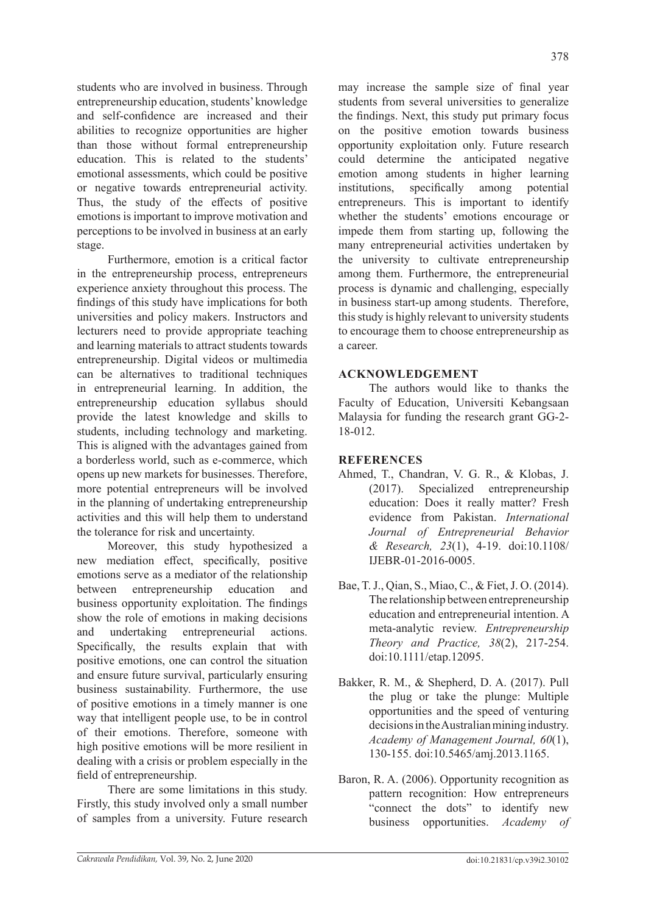students who are involved in business. Through entrepreneurship education, students' knowledge and self-confidence are increased and their abilities to recognize opportunities are higher than those without formal entrepreneurship education. This is related to the students' emotional assessments, which could be positive or negative towards entrepreneurial activity. Thus, the study of the effects of positive emotions is important to improve motivation and perceptions to be involved in business at an early stage.

Furthermore, emotion is a critical factor in the entrepreneurship process, entrepreneurs experience anxiety throughout this process. The findings of this study have implications for both universities and policy makers. Instructors and lecturers need to provide appropriate teaching and learning materials to attract students towards entrepreneurship. Digital videos or multimedia can be alternatives to traditional techniques in entrepreneurial learning. In addition, the entrepreneurship education syllabus should provide the latest knowledge and skills to students, including technology and marketing. This is aligned with the advantages gained from a borderless world, such as e-commerce, which opens up new markets for businesses. Therefore, more potential entrepreneurs will be involved in the planning of undertaking entrepreneurship activities and this will help them to understand the tolerance for risk and uncertainty.

Moreover, this study hypothesized a new mediation effect, specifically, positive emotions serve as a mediator of the relationship between entrepreneurship education and business opportunity exploitation. The findings show the role of emotions in making decisions and undertaking entrepreneurial actions. Specifically, the results explain that with positive emotions, one can control the situation and ensure future survival, particularly ensuring business sustainability. Furthermore, the use of positive emotions in a timely manner is one way that intelligent people use, to be in control of their emotions. Therefore, someone with high positive emotions will be more resilient in dealing with a crisis or problem especially in the field of entrepreneurship.

There are some limitations in this study. Firstly, this study involved only a small number of samples from a university. Future research may increase the sample size of final year students from several universities to generalize the findings. Next, this study put primary focus on the positive emotion towards business opportunity exploitation only. Future research could determine the anticipated negative emotion among students in higher learning institutions, specifically among potential entrepreneurs. This is important to identify whether the students' emotions encourage or impede them from starting up, following the many entrepreneurial activities undertaken by the university to cultivate entrepreneurship among them. Furthermore, the entrepreneurial process is dynamic and challenging, especially in business start-up among students. Therefore, this study is highly relevant to university students to encourage them to choose entrepreneurship as a career.

## ACKNOWLEDGEMENT

The authors would like to thanks the Faculty of Education, Universiti Kebangsaan Malaysia for funding the research grant GG-2-18-012.

## REFERENCES

Ahmed, T., Chandran, V. G. R., & Klobas, J. (2017). Specialized entrepreneurship education: Does it really matter? Fresh evidence from Pakistan. *International Journal of Entrepreneurial Behavior & Research, 23*(1), 4-19. doi:10.1108/IJEBR-01-2016-0005.

Bae, T. J., Qian, S., Miao, C., & Fiet, J. O. (2014). The relationship between entrepreneurship education and entrepreneurial intention. A meta-analytic review. *Entrepreneurship Theory and Practice, 38*(2), 217-254. doi:10.1111/etap.12095.

Bakker, R. M., & Shepherd, D. A. (2017). Pull the plug or take the plunge: Multiple opportunities and the speed of venturing decisions in the Australian mining industry. *Academy of Management Journal, 60*(1), 130-155. doi:10.5465/amj.2013.1165.

Baron, R. A. (2006). Opportunity recognition as pattern recognition: How entrepreneurs "connect the dots" to identify new business opportunities. *Academy of*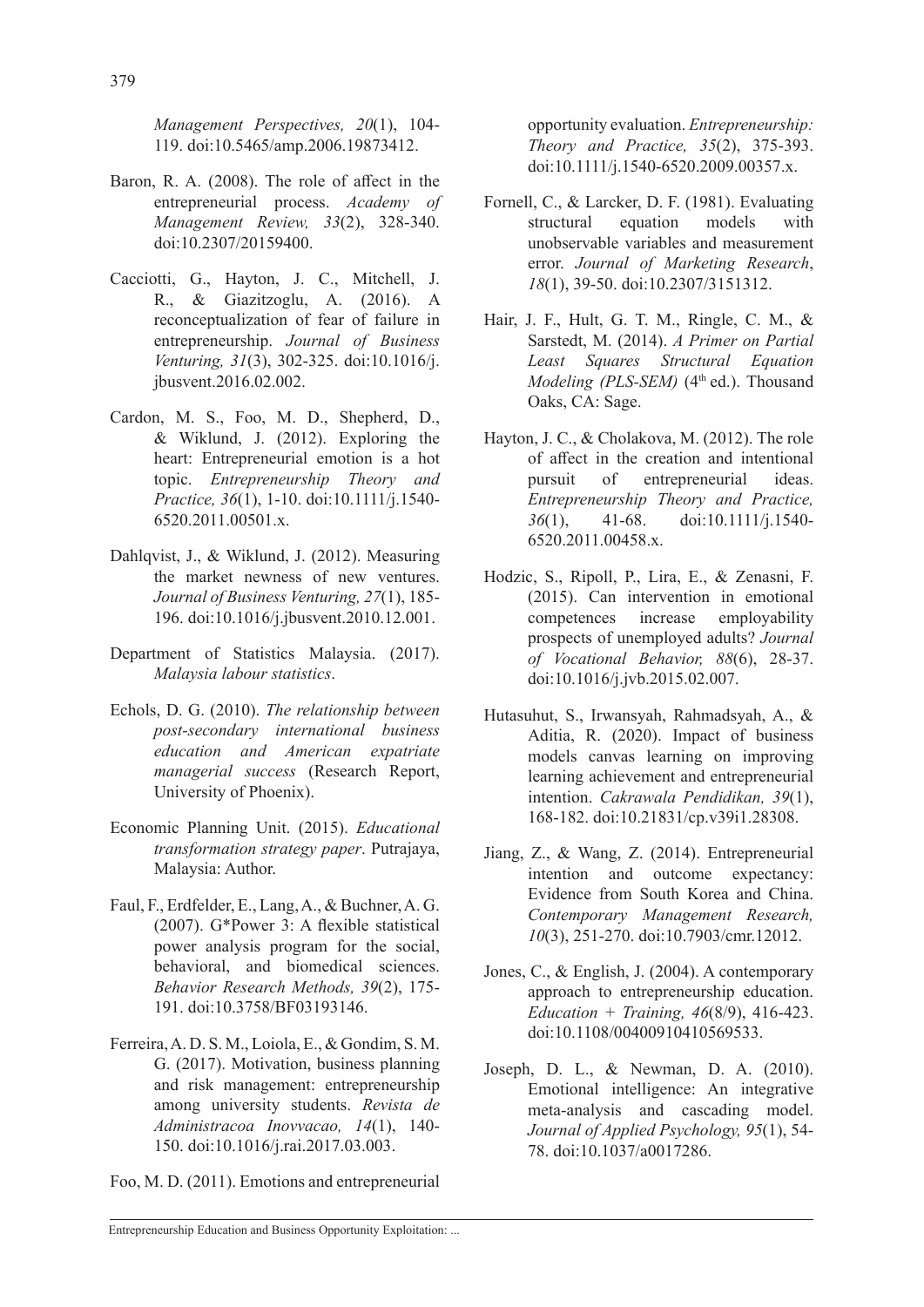*Management Perspectives, 20*(1), 104-119. doi:10.5465/amp.2006.19873412.

Baron, R. A. (2008). The role of affect in the entrepreneurial process. *Academy of Management Review, 33*(2), 328-340. doi:10.2307/20159400.

Cacciotti, G., Hayton, J. C., Mitchell, J. R., & Giazitzoglu, A. (2016). A reconceptualization of fear of failure in entrepreneurship. *Journal of Business Venturing, 31*(3), 302-325. doi:10.1016/j.jbusvent.2016.02.002.

Cardon, M. S., Foo, M. D., Shepherd, D., & Wiklund, J. (2012). Exploring the heart: Entrepreneurial emotion is a hot topic. *Entrepreneurship Theory and Practice, 36*(1), 1-10. doi:10.1111/j.1540-6520.2011.00501.x.

Dahlqvist, J., & Wiklund, J. (2012). Measuring the market newness of new ventures. *Journal of Business Venturing, 27*(1), 185-196. doi:10.1016/j.jbusvent.2010.12.001.

Department of Statistics Malaysia. (2017). *Malaysia labour statistics*.

Echols, D. G. (2010). *The relationship between post-secondary international business education and American expatriate managerial success* (Research Report, University of Phoenix).

Economic Planning Unit. (2015). *Educational transformation strategy paper*. Putrajaya, Malaysia: Author.

Faul, F., Erdfelder, E., Lang, A., & Buchner, A. G. (2007). G*Power 3: A flexible statistical power analysis program for the social, behavioral, and biomedical sciences. *Behavior Research Methods, 39*(2), 175-191. doi:10.3758/BF03193146.

Ferreira, A. D. S. M., Loiola, E., & Gondim, S. M. G. (2017). Motivation, business planning and risk management: entrepreneurship among university students. *Revista de Administracoa Inovvacao, 14*(1), 140-150. doi:10.1016/j.rai.2017.03.003.

Foo, M. D. (2011). Emotions and entrepreneurial opportunity evaluation. *Entrepreneurship: Theory and Practice, 35*(2), 375-393. doi:10.1111/j.1540-6520.2009.00357.x.

Fornell, C., & Larcker, D. F. (1981). Evaluating structural equation models with unobservable variables and measurement error. *Journal of Marketing Research*, *18*(1), 39-50. doi:10.2307/3151312.

Hair, J. F., Hult, G. T. M., Ringle, C. M., & Sarstedt, M. (2014). *A Primer on Partial Least Squares Structural Equation Modeling (PLS-SEM)* (4th ed.). Thousand Oaks, CA: Sage.

Hayton, J. C., & Cholakova, M. (2012). The role of affect in the creation and intentional pursuit of entrepreneurial ideas. *Entrepreneurship Theory and Practice, 36*(1), 41-68. doi:10.1111/j.1540-6520.2011.00458.x.

Hodzic, S., Ripoll, P., Lira, E., & Zenasni, F. (2015). Can intervention in emotional competences increase employability prospects of unemployed adults? *Journal of Vocational Behavior, 88*(6), 28-37. doi:10.1016/j.jvb.2015.02.007.

Hutasuhut, S., Irwansyah, Rahmadsyah, A., & Aditia, R. (2020). Impact of business models canvas learning on improving learning achievement and entrepreneurial intention. *Cakrawala Pendidikan, 39*(1), 168-182. doi:10.21831/cp.v39i1.28308.

Jiang, Z., & Wang, Z. (2014). Entrepreneurial intention and outcome expectancy: Evidence from South Korea and China. *Contemporary Management Research, 10*(3), 251-270. doi:10.7903/cmr.12012.

Jones, C., & English, J. (2004). A contemporary approach to entrepreneurship education. *Education + Training, 46*(8/9), 416-423. doi:10.1108/00400910410569533.

Joseph, D. L., & Newman, D. A. (2010). Emotional intelligence: An integrative meta-analysis and cascading model. *Journal of Applied Psychology, 95*(1), 54-78. doi:10.1037/a0017286.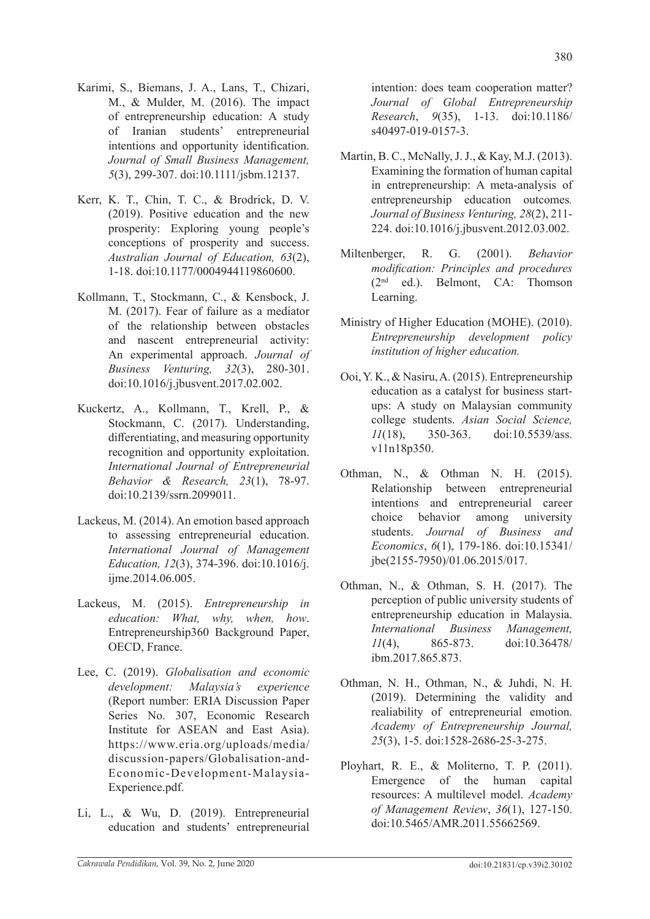Karimi, S., Biemans, J. A., Lans, T., Chizari, M., & Mulder, M. (2016). The impact of entrepreneurship education: A study of Iranian students' entrepreneurial intentions and opportunity identification. *Journal of Small Business Management, 5*(3), 299-307. doi:10.1111/jsbm.12137.

Kerr, K. T., Chin, T. C., & Brodrick, D. V. (2019). Positive education and the new prosperity: Exploring young people's conceptions of prosperity and success. *Australian Journal of Education, 63*(2), 1-18. doi:10.1177/0004944119860600.

Kollmann, T., Stockmann, C., & Kensbock, J. M. (2017). Fear of failure as a mediator of the relationship between obstacles and nascent entrepreneurial activity: An experimental approach. *Journal of Business Venturing, 32*(3), 280-301. doi:10.1016/j.jbusvent.2017.02.002.

Kuckertz, A., Kollmann, T., Krell, P., & Stockmann, C. (2017). Understanding, differentiating, and measuring opportunity recognition and opportunity exploitation. *International Journal of Entrepreneurial Behavior & Research, 23*(1), 78-97. doi:10.2139/ssrn.2099011.

Lackeus, M. (2014). An emotion based approach to assessing entrepreneurial education. *International Journal of Management Education, 12*(3), 374-396. doi:10.1016/j.ijme.2014.06.005.

Lackeus, M. (2015). *Entrepreneurship in education: What, why, when, how*. Entrepreneurship360 Background Paper, OECD, France.

Lee, C. (2019). *Globalisation and economic development: Malaysia's experience* (Report number: ERIA Discussion Paper Series No. 307, Economic Research Institute for ASEAN and East Asia). https://www.eria.org/uploads/media/discussion-papers/Globalisation-and-Economic-Development-Malaysia-Experience.pdf.

Li, L., & Wu, D. (2019). Entrepreneurial education and students' entrepreneurial intention: does team cooperation matter? *Journal of Global Entrepreneurship Research*, *9*(35), 1-13. doi:10.1186/s40497-019-0157-3.

Martin, B. C., McNally, J. J., & Kay, M.J. (2013). Examining the formation of human capital in entrepreneurship: A meta-analysis of entrepreneurship education outcomes*. Journal of Business Venturing, 28*(2), 211-224. doi:10.1016/j.jbusvent.2012.03.002.

Miltenberger, R. G. (2001). *Behavior modification: Principles and procedures* (2nd ed.). Belmont, CA: Thomson Learning.

Ministry of Higher Education (MOHE). (2010). *Entrepreneurship development policy institution of higher education.*

Ooi, Y. K., & Nasiru, A. (2015). Entrepreneurship education as a catalyst for business start-ups: A study on Malaysian community college students. *Asian Social Science, 11*(18), 350-363. doi:10.5539/ass.v11n18p350.

Othman, N., & Othman N. H. (2015). Relationship between entrepreneurial intentions and entrepreneurial career choice behavior among university students. *Journal of Business and Economics*, *6*(1), 179-186. doi:10.15341/jbe(2155-7950)/01.06.2015/017.

Othman, N., & Othman, S. H. (2017). The perception of public university students of entrepreneurship education in Malaysia. *International Business Management, 11*(4), 865-873. doi:10.36478/ibm.2017.865.873.

Othman, N. H., Othman, N., & Juhdi, N. H. (2019). Determining the validity and realiability of entrepreneurial emotion. *Academy of Entrepreneurship Journal, 25*(3), 1-5. doi:1528-2686-25-3-275.

Ployhart, R. E., & Moliterno, T. P. (2011). Emergence of the human capital resources: A multilevel model. *Academy of Management Review*, *36*(1), 127-150. doi:10.5465/AMR.2011.55662569.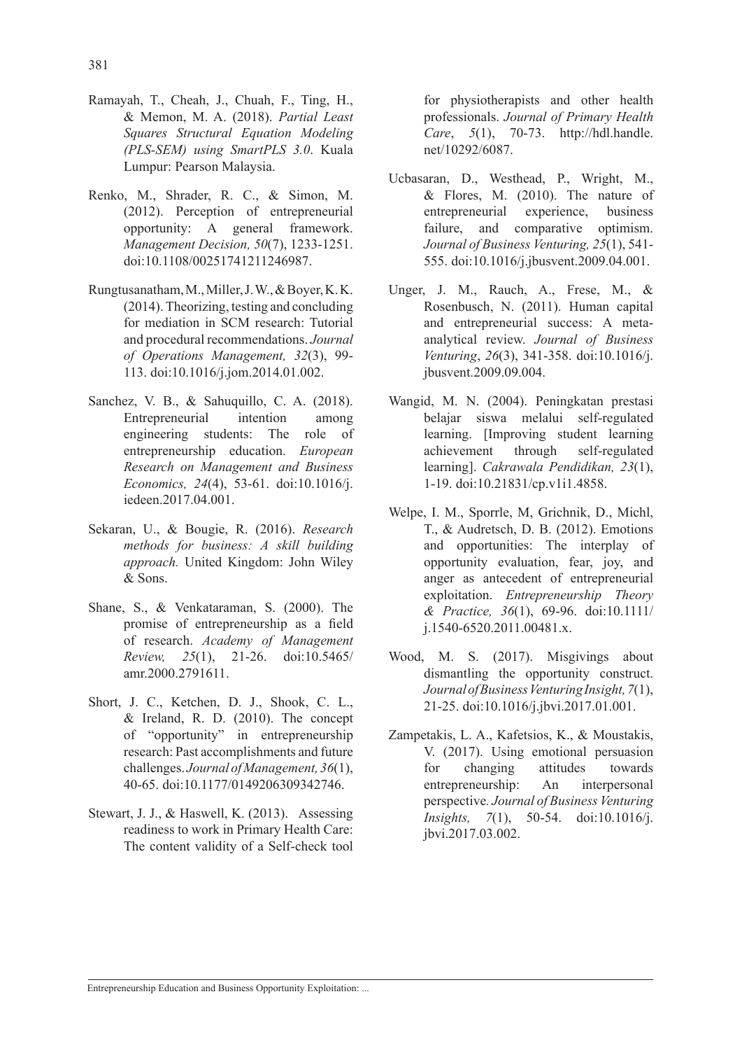Ramayah, T., Cheah, J., Chuah, F., Ting, H., & Memon, M. A. (2018). *Partial Least Squares Structural Equation Modeling (PLS-SEM) using SmartPLS 3.0*. Kuala Lumpur: Pearson Malaysia.

Renko, M., Shrader, R. C., & Simon, M. (2012). Perception of entrepreneurial opportunity: A general framework. *Management Decision, 50*(7), 1233-1251. doi:10.1108/00251741211246987.

Rungtusanatham, M., Miller, J. W., & Boyer, K. K. (2014). Theorizing, testing and concluding for mediation in SCM research: Tutorial and procedural recommendations. *Journal of Operations Management, 32*(3), 99-113. doi:10.1016/j.jom.2014.01.002.

Sanchez, V. B., & Sahuquillo, C. A. (2018). Entrepreneurial intention among engineering students: The role of entrepreneurship education. *European Research on Management and Business Economics, 24*(4), 53-61. doi:10.1016/j.iedeen.2017.04.001.

Sekaran, U., & Bougie, R. (2016). *Research methods for business: A skill building approach.* United Kingdom: John Wiley & Sons.

Shane, S., & Venkataraman, S. (2000). The promise of entrepreneurship as a field of research. *Academy of Management Review, 25*(1), 21-26. doi:10.5465/amr.2000.2791611.

Short, J. C., Ketchen, D. J., Shook, C. L., & Ireland, R. D. (2010). The concept of "opportunity" in entrepreneurship research: Past accomplishments and future challenges. *Journal of Management, 36*(1), 40-65. doi:10.1177/0149206309342746.

Stewart, J. J., & Haswell, K. (2013). Assessing readiness to work in Primary Health Care: The content validity of a Self-check tool for physiotherapists and other health professionals. *Journal of Primary Health Care*, *5*(1), 70-73. http://hdl.handle.net/10292/6087.

Ucbasaran, D., Westhead, P., Wright, M., & Flores, M. (2010). The nature of entrepreneurial experience, business failure, and comparative optimism. *Journal of Business Venturing, 25*(1), 541-555. doi:10.1016/j.jbusvent.2009.04.001.

Unger, J. M., Rauch, A., Frese, M., & Rosenbusch, N. (2011). Human capital and entrepreneurial success: A meta-analytical review. *Journal of Business Venturing*, *26*(3), 341-358. doi:10.1016/j.jbusvent.2009.09.004.

Wangid, M. N. (2004). Peningkatan prestasi belajar siswa melalui self-regulated learning. [Improving student learning achievement through self-regulated learning]. *Cakrawala Pendidikan, 23*(1), 1-19. doi:10.21831/cp.v1i1.4858.

Welpe, I. M., Sporrle, M, Grichnik, D., Michl, T., & Audretsch, D. B. (2012). Emotions and opportunities: The interplay of opportunity evaluation, fear, joy, and anger as antecedent of entrepreneurial exploitation. *Entrepreneurship Theory & Practice, 36*(1), 69-96. doi:10.1111/j.1540-6520.2011.00481.x.

Wood, M. S. (2017). Misgivings about dismantling the opportunity construct. *Journal of Business Venturing Insight, 7*(1), 21-25. doi:10.1016/j.jbvi.2017.01.001.

Zampetakis, L. A., Kafetsios, K., & Moustakis, V. (2017). Using emotional persuasion for changing attitudes towards entrepreneurship: An interpersonal perspective*. Journal of Business Venturing Insights, 7*(1), 50-54. doi:10.1016/j.jbvi.2017.03.002.